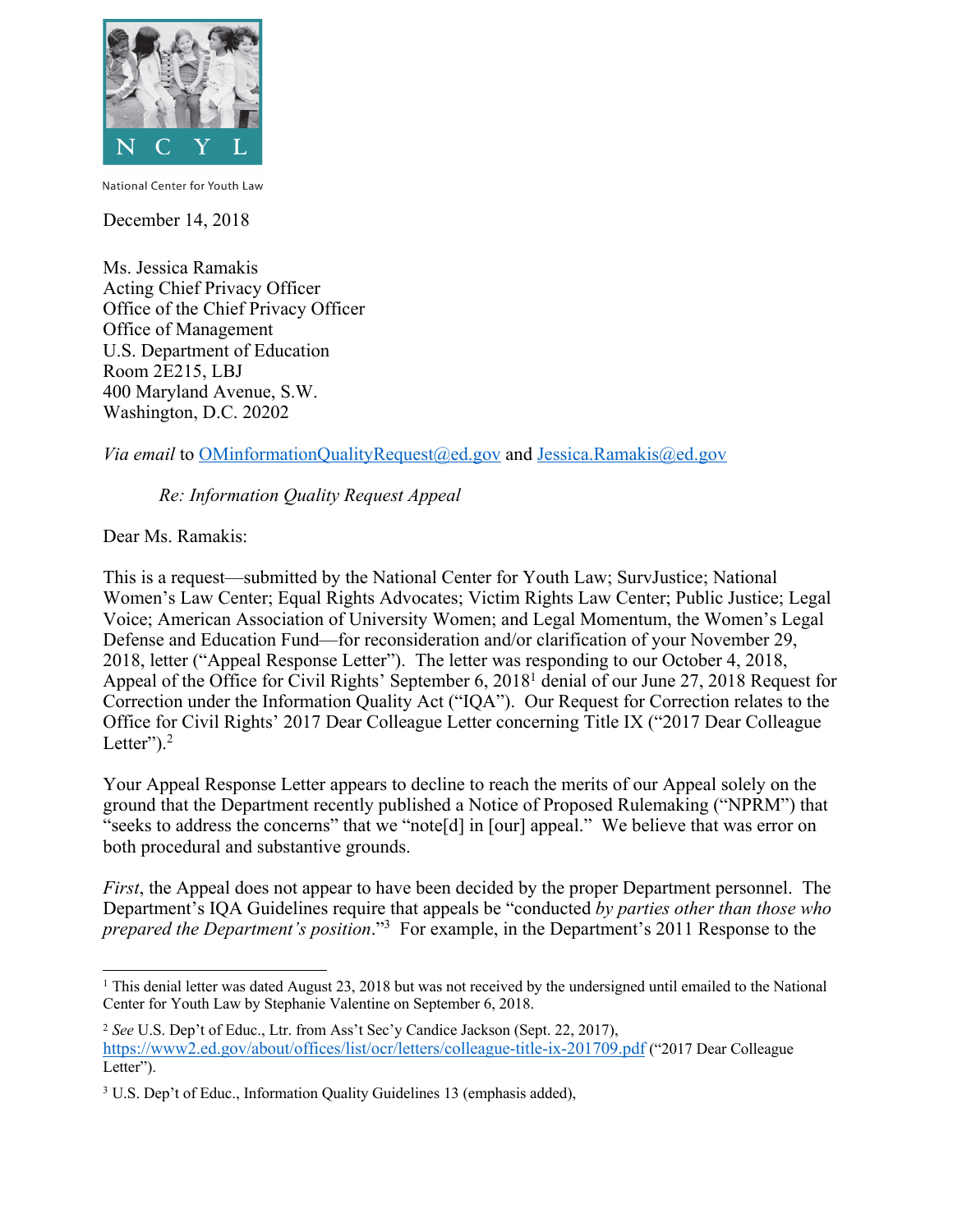N C Y L

National Center for Youth Law

December 14, 2018

Ms. Jessica Ramakis
Acting Chief Privacy Officer
Office of the Chief Privacy Officer
Office of Management
U.S. Department of Education
Room 2E215, LBJ
400 Maryland Avenue, S.W.
Washington, D.C. 20202

*Via email* to [OMinformationQualityRequest@ed.gov](mailto:OMinformationQualityRequest@ed.gov) and [Jessica.Ramakis@ed.gov](mailto:Jessica.Ramakis@ed.gov)

*Re: Information Quality Request Appeal*

Dear Ms. Ramakis:

This is a request—submitted by the National Center for Youth Law; SurvJustice; National Women's Law Center; Equal Rights Advocates; Victim Rights Law Center; Public Justice; Legal Voice; American Association of University Women; and Legal Momentum, the Women's Legal Defense and Education Fund—for reconsideration and/or clarification of your November 29, 2018, letter ("Appeal Response Letter"). The letter was responding to our October 4, 2018, Appeal of the Office for Civil Rights' September 6, 2018[1] denial of our June 27, 2018 Request for Correction under the Information Quality Act ("IQA"). Our Request for Correction relates to the Office for Civil Rights' 2017 Dear Colleague Letter concerning Title IX ("2017 Dear Colleague Letter").[2]

Your Appeal Response Letter appears to decline to reach the merits of our Appeal solely on the ground that the Department recently published a Notice of Proposed Rulemaking ("NPRM") that "seeks to address the concerns" that we "note[d] in [our] appeal." We believe that was error on both procedural and substantive grounds.

*First*, the Appeal does not appear to have been decided by the proper Department personnel. The Department's IQA Guidelines require that appeals be "conducted *by parties other than those who prepared the Department's position*."[3] For example, in the Department's 2011 Response to the

---

[1] This denial letter was dated August 23, 2018 but was not received by the undersigned until emailed to the National Center for Youth Law by Stephanie Valentine on September 6, 2018.

[2] *See* U.S. Dep't of Educ., Ltr. from Ass't Sec'y Candice Jackson (Sept. 22, 2017), [https://www2.ed.gov/about/offices/list/ocr/letters/colleague-title-ix-201709.pdf](https://www2.ed.gov/about/offices/list/ocr/letters/colleague-title-ix-201709.pdf) ("2017 Dear Colleague Letter").

[3] U.S. Dep't of Educ., Information Quality Guidelines 13 (emphasis added),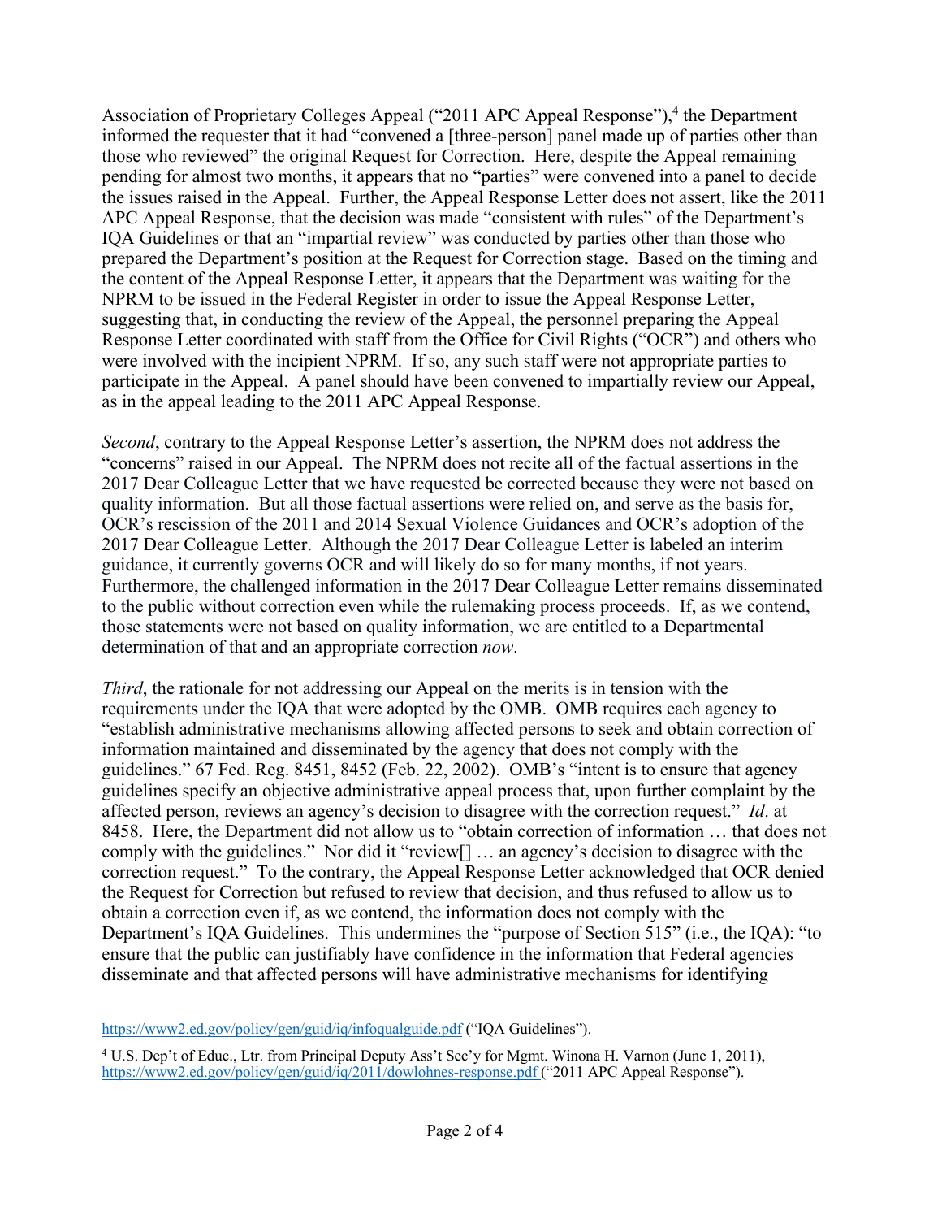Association of Proprietary Colleges Appeal ("2011 APC Appeal Response"),[4] the Department informed the requester that it had "convened a [three-person] panel made up of parties other than those who reviewed" the original Request for Correction. Here, despite the Appeal remaining pending for almost two months, it appears that no "parties" were convened into a panel to decide the issues raised in the Appeal. Further, the Appeal Response Letter does not assert, like the 2011 APC Appeal Response, that the decision was made "consistent with rules" of the Department's IQA Guidelines or that an "impartial review" was conducted by parties other than those who prepared the Department's position at the Request for Correction stage. Based on the timing and the content of the Appeal Response Letter, it appears that the Department was waiting for the NPRM to be issued in the Federal Register in order to issue the Appeal Response Letter, suggesting that, in conducting the review of the Appeal, the personnel preparing the Appeal Response Letter coordinated with staff from the Office for Civil Rights ("OCR") and others who were involved with the incipient NPRM. If so, any such staff were not appropriate parties to participate in the Appeal. A panel should have been convened to impartially review our Appeal, as in the appeal leading to the 2011 APC Appeal Response.

*Second*, contrary to the Appeal Response Letter's assertion, the NPRM does not address the "concerns" raised in our Appeal. The NPRM does not recite all of the factual assertions in the 2017 Dear Colleague Letter that we have requested be corrected because they were not based on quality information. But all those factual assertions were relied on, and serve as the basis for, OCR's rescission of the 2011 and 2014 Sexual Violence Guidances and OCR's adoption of the 2017 Dear Colleague Letter. Although the 2017 Dear Colleague Letter is labeled an interim guidance, it currently governs OCR and will likely do so for many months, if not years. Furthermore, the challenged information in the 2017 Dear Colleague Letter remains disseminated to the public without correction even while the rulemaking process proceeds. If, as we contend, those statements were not based on quality information, we are entitled to a Departmental determination of that and an appropriate correction *now*.

*Third*, the rationale for not addressing our Appeal on the merits is in tension with the requirements under the IQA that were adopted by the OMB. OMB requires each agency to "establish administrative mechanisms allowing affected persons to seek and obtain correction of information maintained and disseminated by the agency that does not comply with the guidelines." 67 Fed. Reg. 8451, 8452 (Feb. 22, 2002). OMB's "intent is to ensure that agency guidelines specify an objective administrative appeal process that, upon further complaint by the affected person, reviews an agency's decision to disagree with the correction request." *Id*. at 8458. Here, the Department did not allow us to "obtain correction of information … that does not comply with the guidelines." Nor did it "review[] … an agency's decision to disagree with the correction request." To the contrary, the Appeal Response Letter acknowledged that OCR denied the Request for Correction but refused to review that decision, and thus refused to allow us to obtain a correction even if, as we contend, the information does not comply with the Department's IQA Guidelines. This undermines the "purpose of Section 515" (i.e., the IQA): "to ensure that the public can justifiably have confidence in the information that Federal agencies disseminate and that affected persons will have administrative mechanisms for identifying

---

https://www2.ed.gov/policy/gen/guid/iq/infoqualguide.pdf ("IQA Guidelines").

[4] U.S. Dep't of Educ., Ltr. from Principal Deputy Ass't Sec'y for Mgmt. Winona H. Varnon (June 1, 2011), https://www2.ed.gov/policy/gen/guid/iq/2011/dowlohnes-response.pdf ("2011 APC Appeal Response").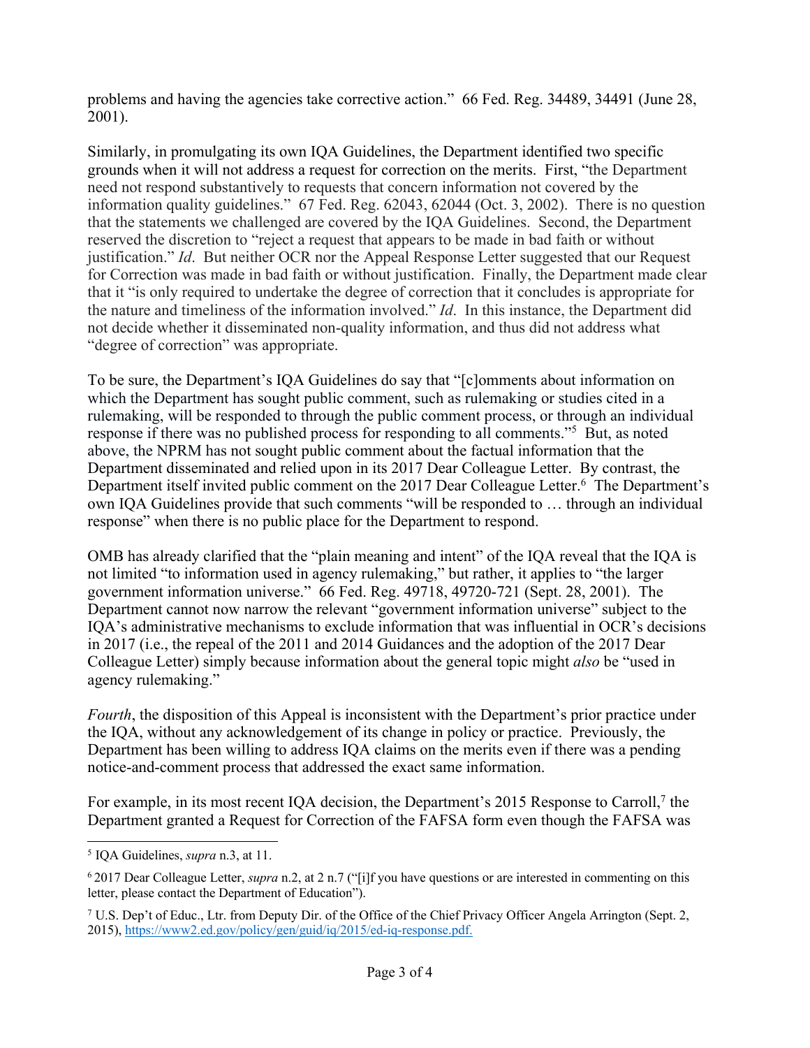problems and having the agencies take corrective action." 66 Fed. Reg. 34489, 34491 (June 28, 2001).

Similarly, in promulgating its own IQA Guidelines, the Department identified two specific grounds when it will not address a request for correction on the merits. First, "the Department need not respond substantively to requests that concern information not covered by the information quality guidelines." 67 Fed. Reg. 62043, 62044 (Oct. 3, 2002). There is no question that the statements we challenged are covered by the IQA Guidelines. Second, the Department reserved the discretion to "reject a request that appears to be made in bad faith or without justification." *Id*. But neither OCR nor the Appeal Response Letter suggested that our Request for Correction was made in bad faith or without justification. Finally, the Department made clear that it "is only required to undertake the degree of correction that it concludes is appropriate for the nature and timeliness of the information involved." *Id*. In this instance, the Department did not decide whether it disseminated non-quality information, and thus did not address what "degree of correction" was appropriate.

To be sure, the Department's IQA Guidelines do say that "[c]omments about information on which the Department has sought public comment, such as rulemaking or studies cited in a rulemaking, will be responded to through the public comment process, or through an individual response if there was no published process for responding to all comments."[5] But, as noted above, the NPRM has not sought public comment about the factual information that the Department disseminated and relied upon in its 2017 Dear Colleague Letter. By contrast, the Department itself invited public comment on the 2017 Dear Colleague Letter.[6] The Department's own IQA Guidelines provide that such comments "will be responded to … through an individual response" when there is no public place for the Department to respond.

OMB has already clarified that the "plain meaning and intent" of the IQA reveal that the IQA is not limited "to information used in agency rulemaking," but rather, it applies to "the larger government information universe." 66 Fed. Reg. 49718, 49720-721 (Sept. 28, 2001). The Department cannot now narrow the relevant "government information universe" subject to the IQA's administrative mechanisms to exclude information that was influential in OCR's decisions in 2017 (i.e., the repeal of the 2011 and 2014 Guidances and the adoption of the 2017 Dear Colleague Letter) simply because information about the general topic might *also* be "used in agency rulemaking."

*Fourth*, the disposition of this Appeal is inconsistent with the Department's prior practice under the IQA, without any acknowledgement of its change in policy or practice. Previously, the Department has been willing to address IQA claims on the merits even if there was a pending notice-and-comment process that addressed the exact same information.

For example, in its most recent IQA decision, the Department's 2015 Response to Carroll,[7] the Department granted a Request for Correction of the FAFSA form even though the FAFSA was

---

[5] IQA Guidelines, *supra* n.3, at 11.

[6] 2017 Dear Colleague Letter, *supra* n.2, at 2 n.7 ("[i]f you have questions or are interested in commenting on this letter, please contact the Department of Education").

[7] U.S. Dep't of Educ., Ltr. from Deputy Dir. of the Office of the Chief Privacy Officer Angela Arrington (Sept. 2, 2015), https://www2.ed.gov/policy/gen/guid/iq/2015/ed-iq-response.pdf.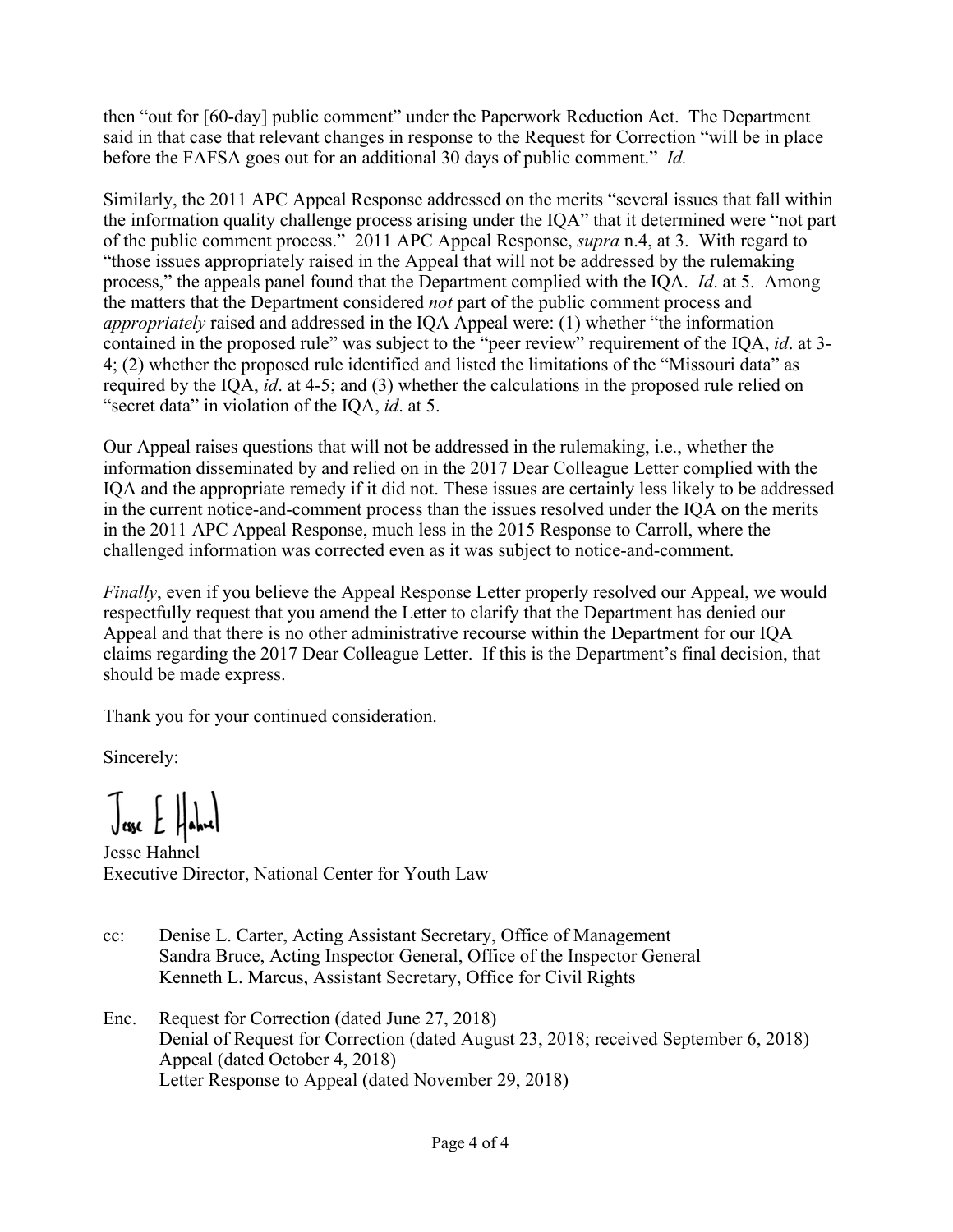then "out for [60-day] public comment" under the Paperwork Reduction Act. The Department said in that case that relevant changes in response to the Request for Correction "will be in place before the FAFSA goes out for an additional 30 days of public comment." *Id.*

Similarly, the 2011 APC Appeal Response addressed on the merits "several issues that fall within the information quality challenge process arising under the IQA" that it determined were "not part of the public comment process." 2011 APC Appeal Response, *supra* n.4, at 3. With regard to "those issues appropriately raised in the Appeal that will not be addressed by the rulemaking process," the appeals panel found that the Department complied with the IQA. *Id*. at 5. Among the matters that the Department considered *not* part of the public comment process and *appropriately* raised and addressed in the IQA Appeal were: (1) whether "the information contained in the proposed rule" was subject to the "peer review" requirement of the IQA, *id*. at 3-4; (2) whether the proposed rule identified and listed the limitations of the "Missouri data" as required by the IQA, *id*. at 4-5; and (3) whether the calculations in the proposed rule relied on "secret data" in violation of the IQA, *id*. at 5.

Our Appeal raises questions that will not be addressed in the rulemaking, i.e., whether the information disseminated by and relied on in the 2017 Dear Colleague Letter complied with the IQA and the appropriate remedy if it did not. These issues are certainly less likely to be addressed in the current notice-and-comment process than the issues resolved under the IQA on the merits in the 2011 APC Appeal Response, much less in the 2015 Response to Carroll, where the challenged information was corrected even as it was subject to notice-and-comment.

*Finally*, even if you believe the Appeal Response Letter properly resolved our Appeal, we would respectfully request that you amend the Letter to clarify that the Department has denied our Appeal and that there is no other administrative recourse within the Department for our IQA claims regarding the 2017 Dear Colleague Letter. If this is the Department's final decision, that should be made express.

Thank you for your continued consideration.

Sincerely:

Jesse E Hahnel

Jesse Hahnel
Executive Director, National Center for Youth Law

cc: Denise L. Carter, Acting Assistant Secretary, Office of Management
Sandra Bruce, Acting Inspector General, Office of the Inspector General
Kenneth L. Marcus, Assistant Secretary, Office for Civil Rights

Enc. Request for Correction (dated June 27, 2018)
Denial of Request for Correction (dated August 23, 2018; received September 6, 2018)
Appeal (dated October 4, 2018)
Letter Response to Appeal (dated November 29, 2018)